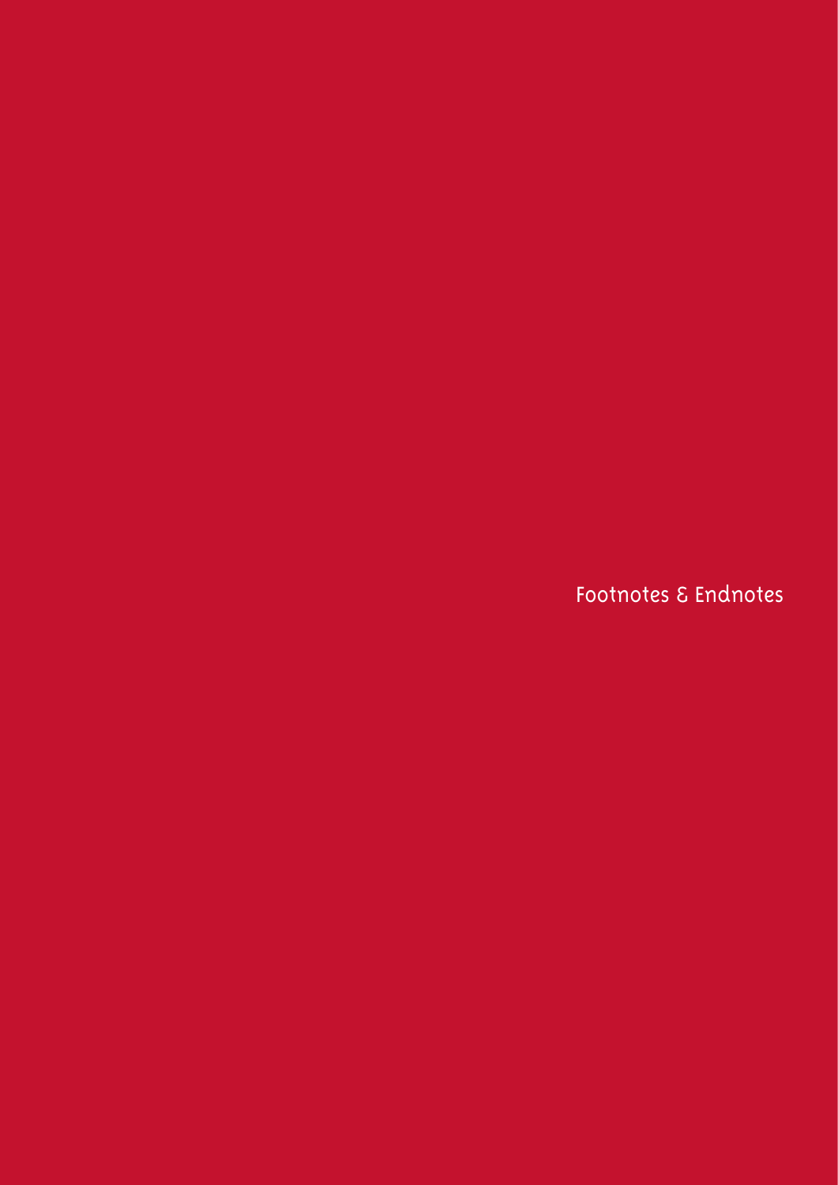# Footnotes & Endnotes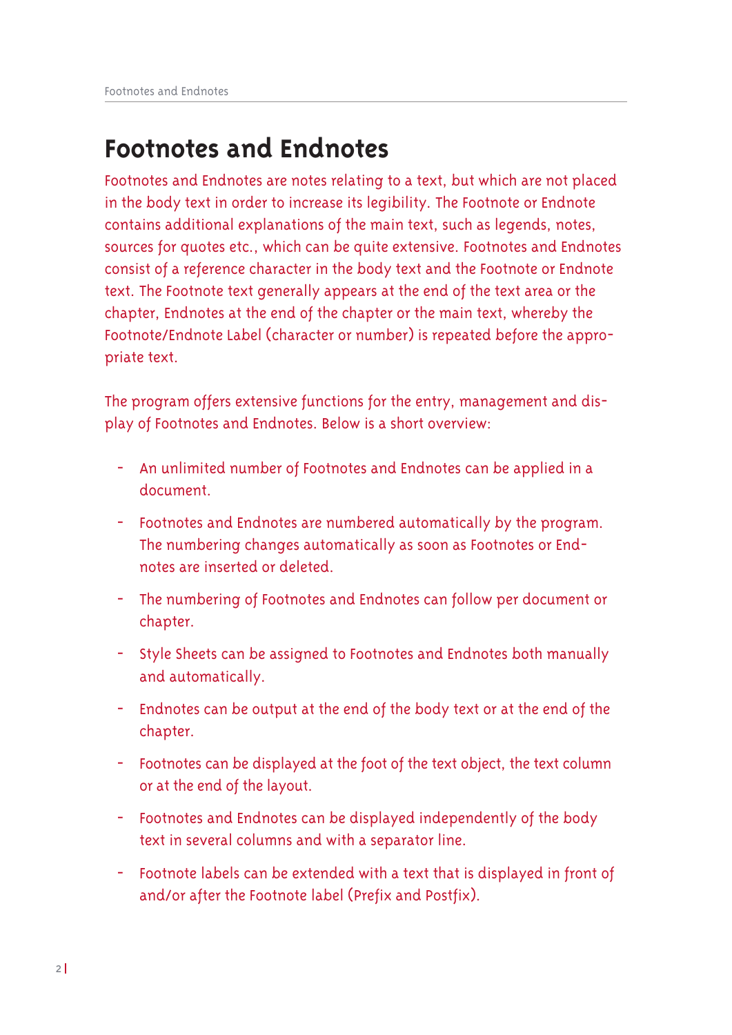# Footnotes and Endnotes

Footnotes and Endnotes are notes relating to a text, but which are not placed in the body text in order to increase its legibility. The Footnote or Endnote contains additional explanations of the main text, such as legends, notes, sources for quotes etc., which can be quite extensive. Footnotes and Endnotes consist of a reference character in the body text and the Footnote or Endnote text. The Footnote text generally appears at the end of the text area or the chapter, Endnotes at the end of the chapter or the main text, whereby the Footnote/Endnote Label (character or number) is repeated before the appropriate text.

The program offers extensive functions for the entry, management and display of Footnotes and Endnotes. Below is a short overview:

- An unlimited number of Footnotes and Endnotes can be applied in a document.
- Footnotes and Endnotes are numbered automatically by the program. The numbering changes automatically as soon as Footnotes or Endnotes are inserted or deleted.
- The numbering of Footnotes and Endnotes can follow per document or chapter.
- Style Sheets can be assigned to Footnotes and Endnotes both manually and automatically.
- Endnotes can be output at the end of the body text or at the end of the chapter.
- Footnotes can be displayed at the foot of the text object, the text column or at the end of the layout.
- Footnotes and Endnotes can be displayed independently of the body text in several columns and with a separator line.
- Footnote labels can be extended with a text that is displayed in front of and/or after the Footnote label (Prefix and Postfix).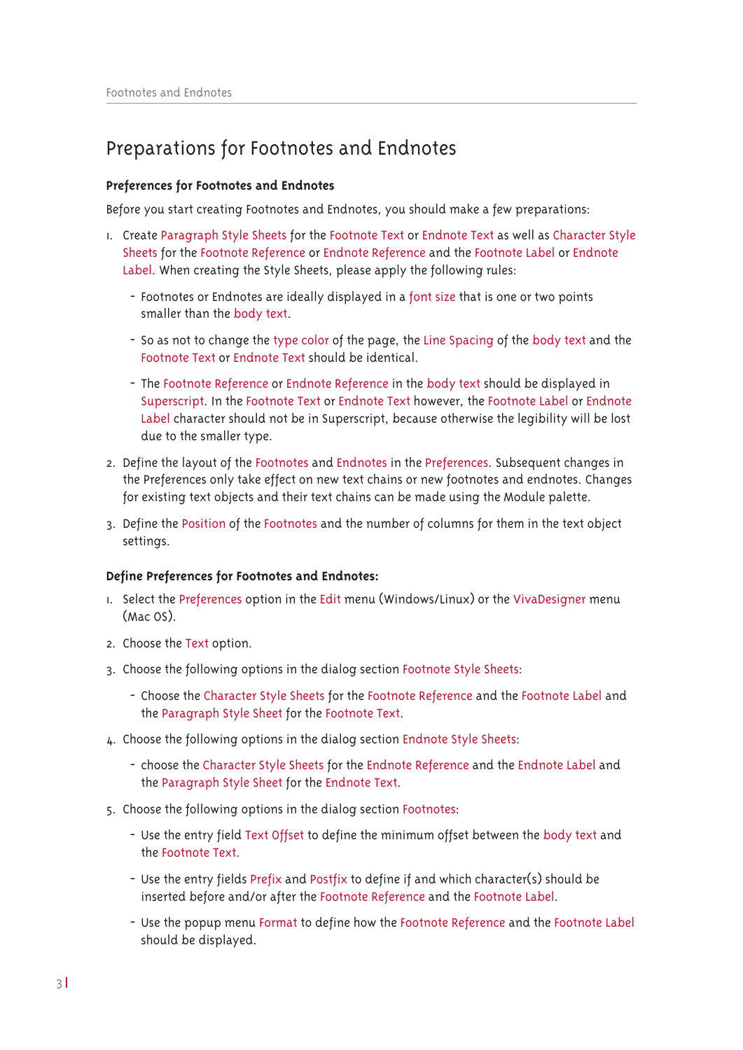# Preparations for Footnotes and Endnotes

### Preferences for Footnotes and Endnotes

Before you start creating Footnotes and Endnotes, you should make a few preparations:

1. Create Paragraph Style Sheets for the Footnote Text or Endnote Text as well as Character Style Sheets for the Footnote Reference or Endnote Reference and the Footnote Label or Endnote Label. When creating the Style Sheets, please apply the following rules:
   - Footnotes or Endnotes are ideally displayed in a font size that is one or two points smaller than the body text.
   - So as not to change the type color of the page, the Line Spacing of the body text and the Footnote Text or Endnote Text should be identical.
   - The Footnote Reference or Endnote Reference in the body text should be displayed in Superscript. In the Footnote Text or Endnote Text however, the Footnote Label or Endnote Label character should not be in Superscript, because otherwise the legibility will be lost due to the smaller type.
2. Define the layout of the Footnotes and Endnotes in the Preferences. Subsequent changes in the Preferences only take effect on new text chains or new footnotes and endnotes. Changes for existing text objects and their text chains can be made using the Module palette.
3. Define the Position of the Footnotes and the number of columns for them in the text object settings.

### Define Preferences for Footnotes and Endnotes:

1. Select the Preferences option in the Edit menu (Windows/Linux) or the VivaDesigner menu (Mac OS).
2. Choose the Text option.
3. Choose the following options in the dialog section Footnote Style Sheets:
   - Choose the Character Style Sheets for the Footnote Reference and the Footnote Label and the Paragraph Style Sheet for the Footnote Text.
4. Choose the following options in the dialog section Endnote Style Sheets:
   - choose the Character Style Sheets for the Endnote Reference and the Endnote Label and the Paragraph Style Sheet for the Endnote Text.
5. Choose the following options in the dialog section Footnotes:
   - Use the entry field Text Offset to define the minimum offset between the body text and the Footnote Text.
   - Use the entry fields Prefix and Postfix to define if and which character(s) should be inserted before and/or after the Footnote Reference and the Footnote Label.
   - Use the popup menu Format to define how the Footnote Reference and the Footnote Label should be displayed.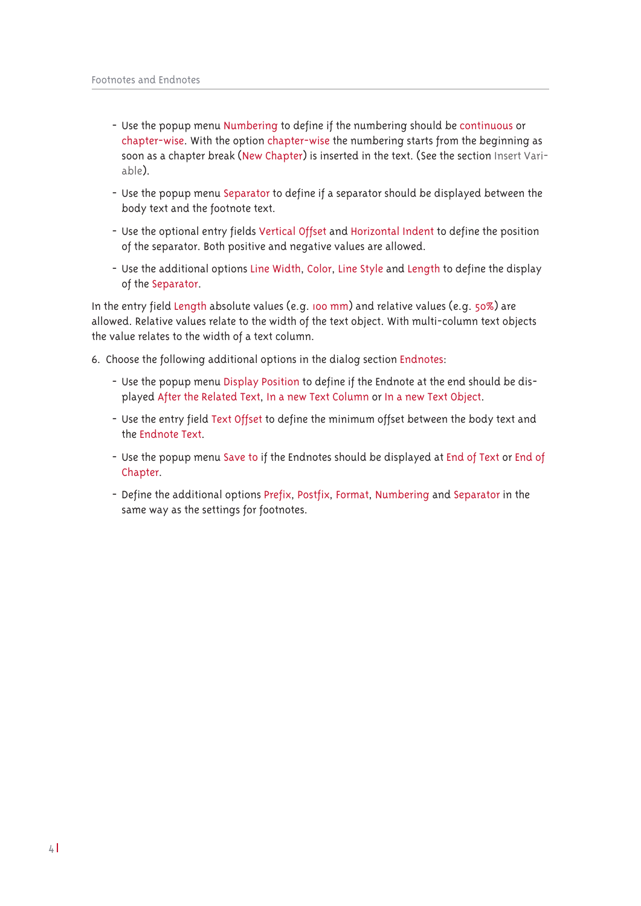- Use the popup menu Numbering to define if the numbering should be continuous or chapter-wise. With the option chapter-wise the numbering starts from the beginning as soon as a chapter break (New Chapter) is inserted in the text. (See the section Insert Variable).
- Use the popup menu Separator to define if a separator should be displayed between the body text and the footnote text.
- Use the optional entry fields Vertical Offset and Horizontal Indent to define the position of the separator. Both positive and negative values are allowed.
- Use the additional options Line Width, Color, Line Style and Length to define the display of the Separator.

In the entry field Length absolute values (e.g. 100 mm) and relative values (e.g. 50%) are allowed. Relative values relate to the width of the text object. With multi-column text objects the value relates to the width of a text column.

6. Choose the following additional options in the dialog section Endnotes:

   - Use the popup menu Display Position to define if the Endnote at the end should be displayed After the Related Text, In a new Text Column or In a new Text Object.
   - Use the entry field Text Offset to define the minimum offset between the body text and the Endnote Text.
   - Use the popup menu Save to if the Endnotes should be displayed at End of Text or End of Chapter.
   - Define the additional options Prefix, Postfix, Format, Numbering and Separator in the same way as the settings for footnotes.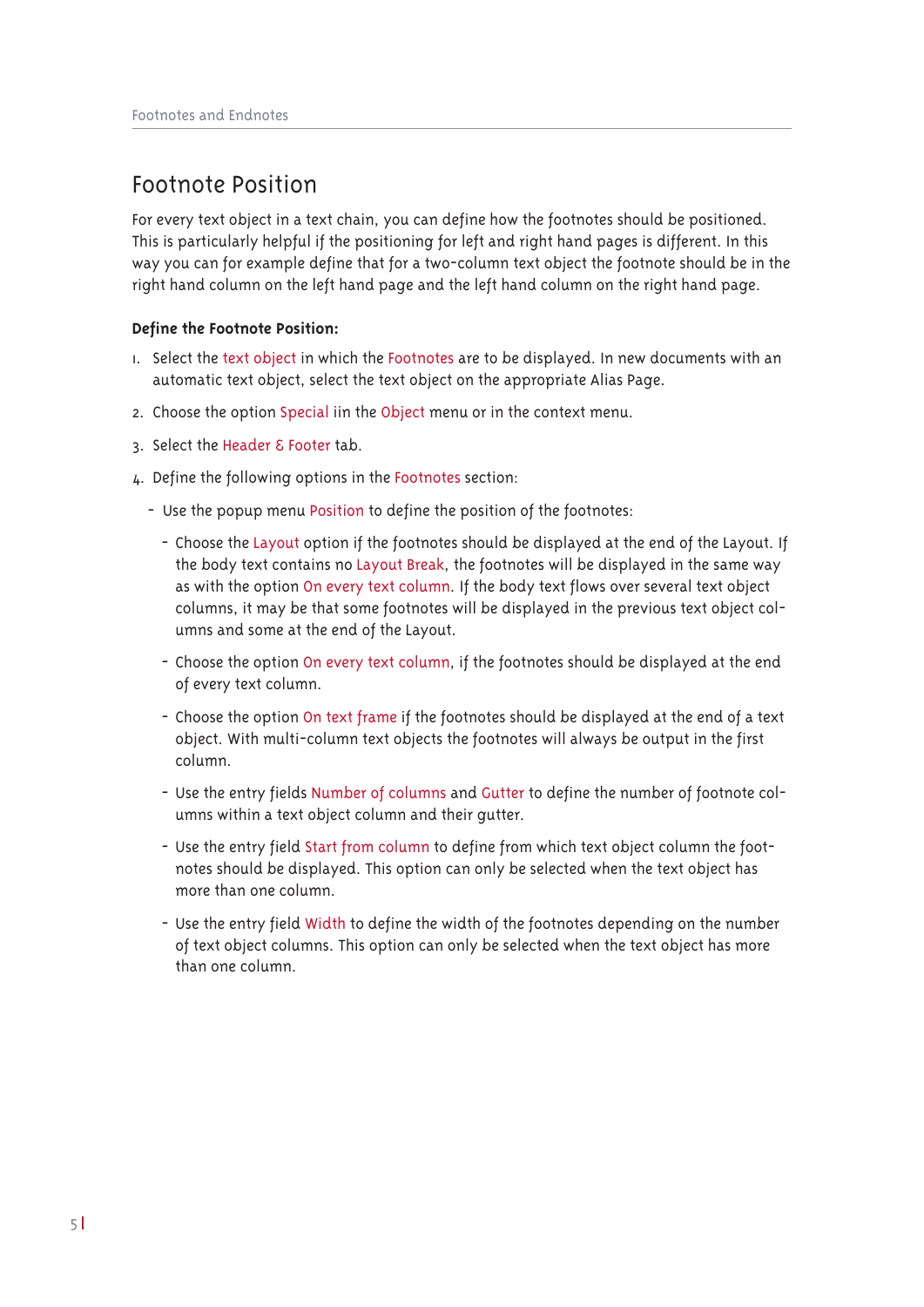## Footnote Position

For every text object in a text chain, you can define how the footnotes should be positioned. This is particularly helpful if the positioning for left and right hand pages is different. In this way you can for example define that for a two-column text object the footnote should be in the right hand column on the left hand page and the left hand column on the right hand page.

**Define the Footnote Position:**

1. Select the text object in which the Footnotes are to be displayed. In new documents with an automatic text object, select the text object on the appropriate Alias Page.
2. Choose the option Special iin the Object menu or in the context menu.
3. Select the Header & Footer tab.
4. Define the following options in the Footnotes section:
   - Use the popup menu Position to define the position of the footnotes:
     - Choose the Layout option if the footnotes should be displayed at the end of the Layout. If the body text contains no Layout Break, the footnotes will be displayed in the same way as with the option On every text column. If the body text flows over several text object columns, it may be that some footnotes will be displayed in the previous text object columns and some at the end of the Layout.
     - Choose the option On every text column, if the footnotes should be displayed at the end of every text column.
     - Choose the option On text frame if the footnotes should be displayed at the end of a text object. With multi-column text objects the footnotes will always be output in the first column.
     - Use the entry fields Number of columns and Gutter to define the number of footnote columns within a text object column and their gutter.
     - Use the entry field Start from column to define from which text object column the footnotes should be displayed. This option can only be selected when the text object has more than one column.
     - Use the entry field Width to define the width of the footnotes depending on the number of text object columns. This option can only be selected when the text object has more than one column.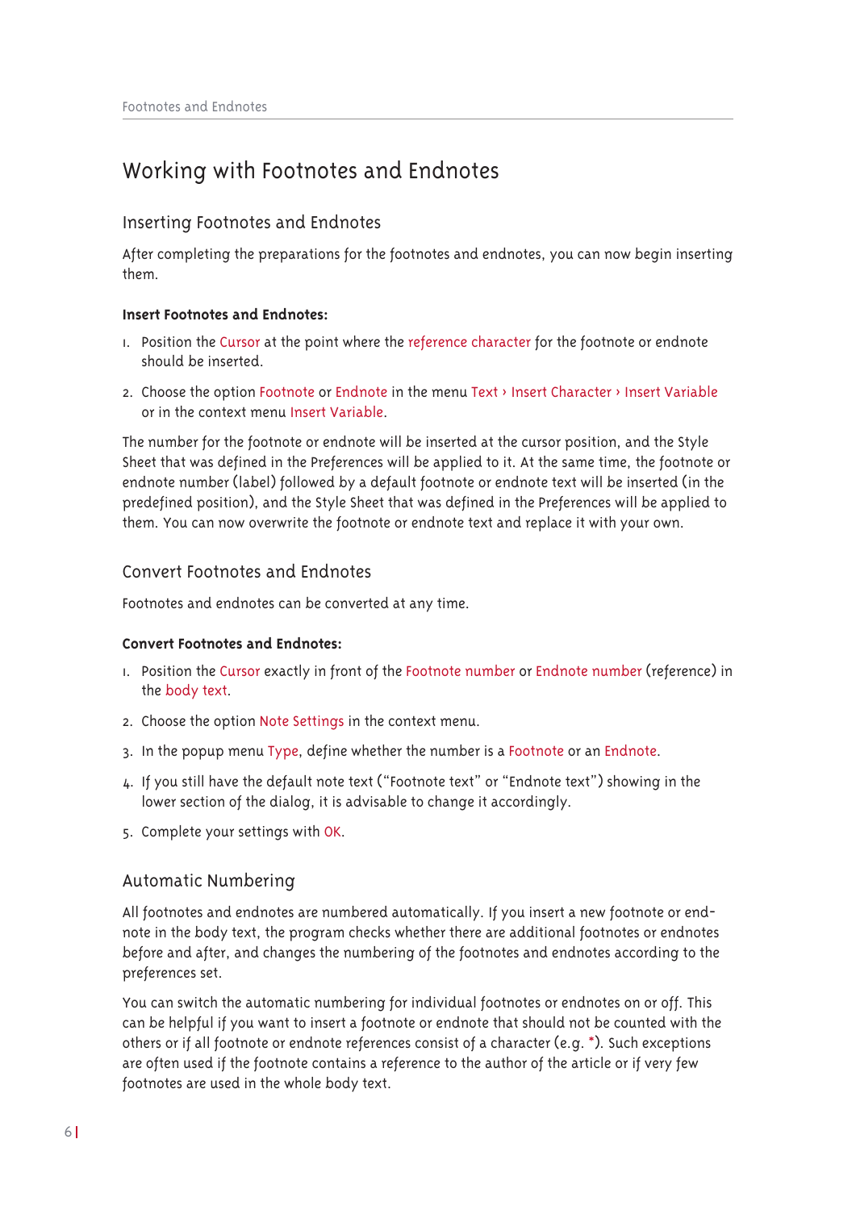# Working with Footnotes and Endnotes

## Inserting Footnotes and Endnotes

After completing the preparations for the footnotes and endnotes, you can now begin inserting them.

**Insert Footnotes and Endnotes:**

1. Position the Cursor at the point where the reference character for the footnote or endnote should be inserted.
2. Choose the option Footnote or Endnote in the menu Text › Insert Character › Insert Variable or in the context menu Insert Variable.

The number for the footnote or endnote will be inserted at the cursor position, and the Style Sheet that was defined in the Preferences will be applied to it. At the same time, the footnote or endnote number (label) followed by a default footnote or endnote text will be inserted (in the predefined position), and the Style Sheet that was defined in the Preferences will be applied to them. You can now overwrite the footnote or endnote text and replace it with your own.

## Convert Footnotes and Endnotes

Footnotes and endnotes can be converted at any time.

**Convert Footnotes and Endnotes:**

1. Position the Cursor exactly in front of the Footnote number or Endnote number (reference) in the body text.
2. Choose the option Note Settings in the context menu.
3. In the popup menu Type, define whether the number is a Footnote or an Endnote.
4. If you still have the default note text ("Footnote text" or "Endnote text") showing in the lower section of the dialog, it is advisable to change it accordingly.
5. Complete your settings with OK.

## Automatic Numbering

All footnotes and endnotes are numbered automatically. If you insert a new footnote or endnote in the body text, the program checks whether there are additional footnotes or endnotes before and after, and changes the numbering of the footnotes and endnotes according to the preferences set.

You can switch the automatic numbering for individual footnotes or endnotes on or off. This can be helpful if you want to insert a footnote or endnote that should not be counted with the others or if all footnote or endnote references consist of a character (e.g. *). Such exceptions are often used if the footnote contains a reference to the author of the article or if very few footnotes are used in the whole body text.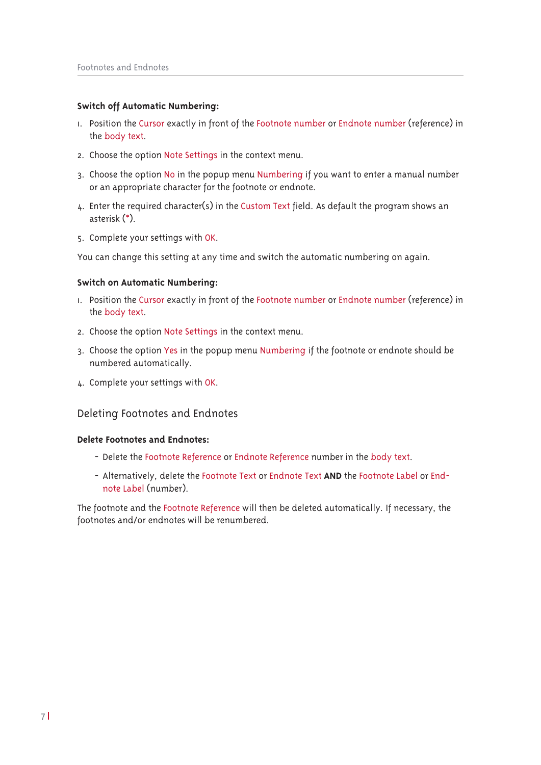**Switch off Automatic Numbering:**

1. Position the Cursor exactly in front of the Footnote number or Endnote number (reference) in the body text.
2. Choose the option Note Settings in the context menu.
3. Choose the option No in the popup menu Numbering if you want to enter a manual number or an appropriate character for the footnote or endnote.
4. Enter the required character(s) in the Custom Text field. As default the program shows an asterisk (*).
5. Complete your settings with OK.

You can change this setting at any time and switch the automatic numbering on again.

**Switch on Automatic Numbering:**

1. Position the Cursor exactly in front of the Footnote number or Endnote number (reference) in the body text.
2. Choose the option Note Settings in the context menu.
3. Choose the option Yes in the popup menu Numbering if the footnote or endnote should be numbered automatically.
4. Complete your settings with OK.

## Deleting Footnotes and Endnotes

**Delete Footnotes and Endnotes:**

- Delete the Footnote Reference or Endnote Reference number in the body text.
- Alternatively, delete the Footnote Text or Endnote Text **AND** the Footnote Label or Endnote Label (number).

The footnote and the Footnote Reference will then be deleted automatically. If necessary, the footnotes and/or endnotes will be renumbered.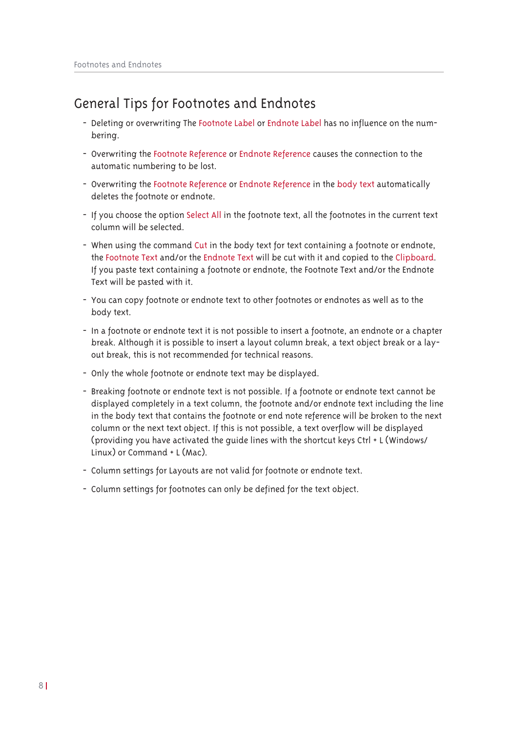## General Tips for Footnotes and Endnotes

- Deleting or overwriting The Footnote Label or Endnote Label has no influence on the numbering.
- Overwriting the Footnote Reference or Endnote Reference causes the connection to the automatic numbering to be lost.
- Overwriting the Footnote Reference or Endnote Reference in the body text automatically deletes the footnote or endnote.
- If you choose the option Select All in the footnote text, all the footnotes in the current text column will be selected.
- When using the command Cut in the body text for text containing a footnote or endnote, the Footnote Text and/or the Endnote Text will be cut with it and copied to the Clipboard. If you paste text containing a footnote or endnote, the Footnote Text and/or the Endnote Text will be pasted with it.
- You can copy footnote or endnote text to other footnotes or endnotes as well as to the body text.
- In a footnote or endnote text it is not possible to insert a footnote, an endnote or a chapter break. Although it is possible to insert a layout column break, a text object break or a layout break, this is not recommended for technical reasons.
- Only the whole footnote or endnote text may be displayed.
- Breaking footnote or endnote text is not possible. If a footnote or endnote text cannot be displayed completely in a text column, the footnote and/or endnote text including the line in the body text that contains the footnote or end note reference will be broken to the next column or the next text object. If this is not possible, a text overflow will be displayed (providing you have activated the guide lines with the shortcut keys Ctrl + L (Windows/Linux) or Command + L (Mac).
- Column settings for Layouts are not valid for footnote or endnote text.
- Column settings for footnotes can only be defined for the text object.